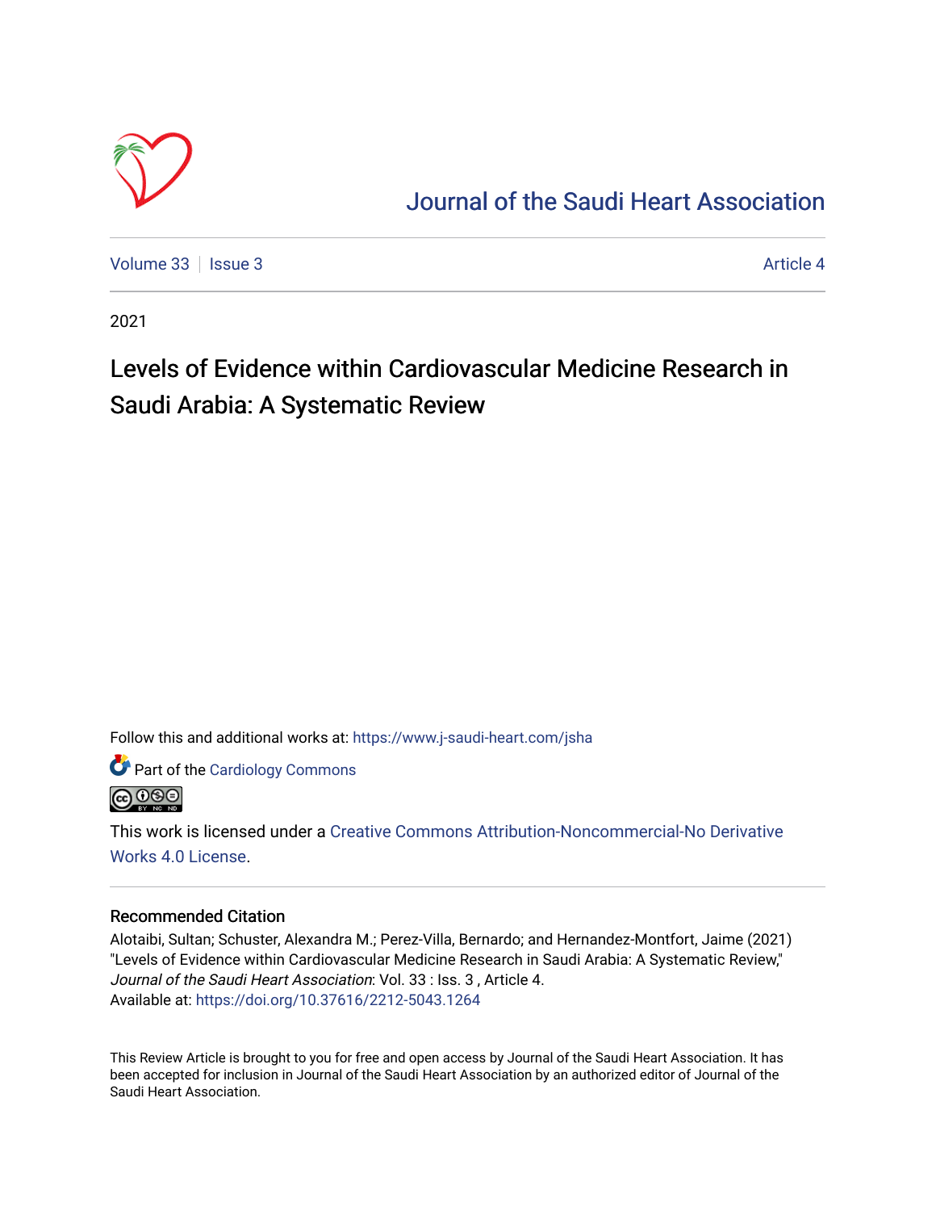# Journal of the Saudi Heart Association

Volume 33 | Issue 3 | Article 4

2021

# Levels of Evidence within Cardiovascular Medicine Research in Saudi Arabia: A Systematic Review

Follow this and additional works at: https://www.j-saudi-heart.com/jsha

Part of the Cardiology Commons

This work is licensed under a Creative Commons Attribution-Noncommercial-No Derivative Works 4.0 License.

## Recommended Citation

Alotaibi, Sultan; Schuster, Alexandra M.; Perez-Villa, Bernardo; and Hernandez-Montfort, Jaime (2021) "Levels of Evidence within Cardiovascular Medicine Research in Saudi Arabia: A Systematic Review," *Journal of the Saudi Heart Association*: Vol. 33 : Iss. 3 , Article 4.
Available at: https://doi.org/10.37616/2212-5043.1264

This Review Article is brought to you for free and open access by Journal of the Saudi Heart Association. It has been accepted for inclusion in Journal of the Saudi Heart Association by an authorized editor of Journal of the Saudi Heart Association.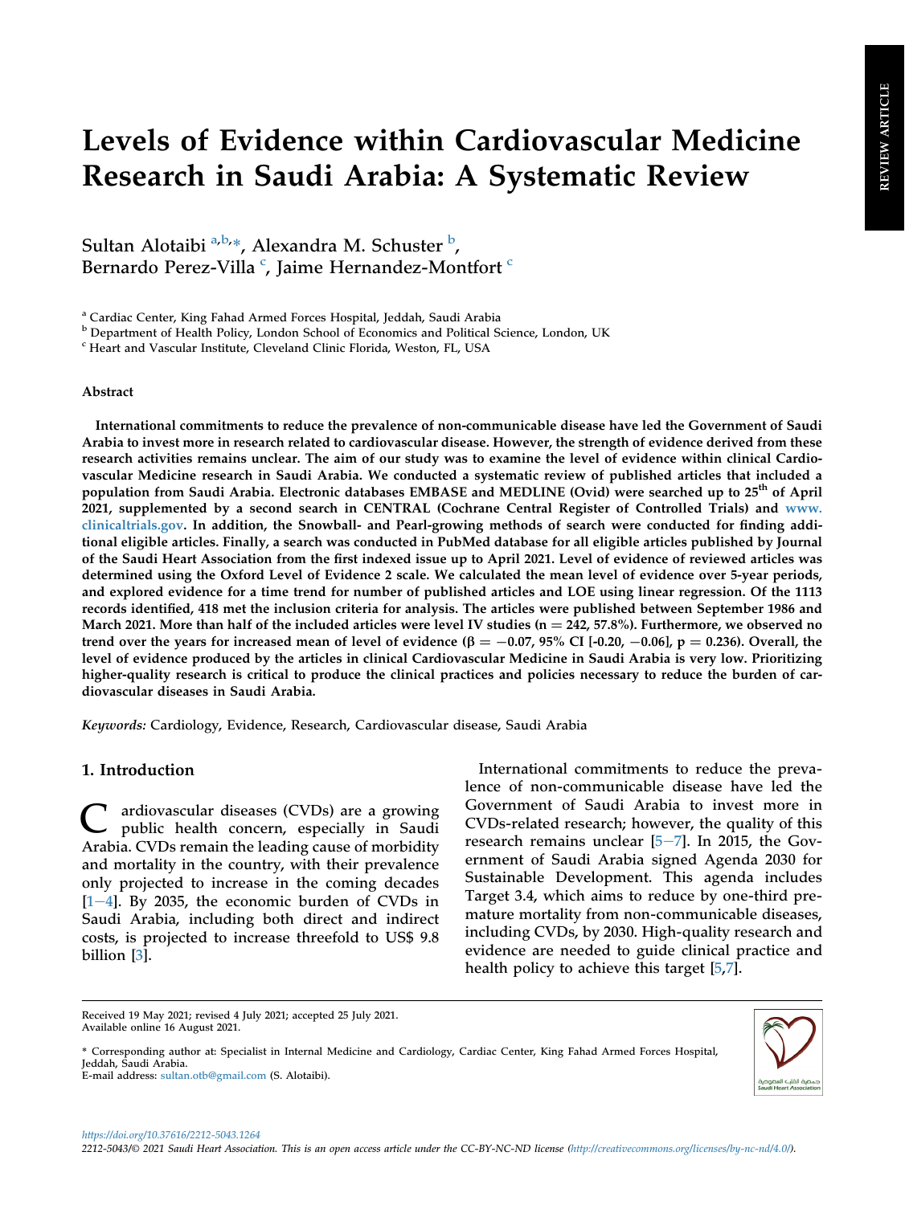# Levels of Evidence within Cardiovascular Medicine Research in Saudi Arabia: A Systematic Review

Sultan Alotaibi [a,b,*], Alexandra M. Schuster [b], Bernardo Perez-Villa [c], Jaime Hernandez-Montfort [c]

[a] Cardiac Center, King Fahad Armed Forces Hospital, Jeddah, Saudi Arabia
[b] Department of Health Policy, London School of Economics and Political Science, London, UK
[c] Heart and Vascular Institute, Cleveland Clinic Florida, Weston, FL, USA

### Abstract

**International commitments to reduce the prevalence of non-communicable disease have led the Government of Saudi Arabia to invest more in research related to cardiovascular disease. However, the strength of evidence derived from these research activities remains unclear. The aim of our study was to examine the level of evidence within clinical Cardiovascular Medicine research in Saudi Arabia. We conducted a systematic review of published articles that included a population from Saudi Arabia. Electronic databases EMBASE and MEDLINE (Ovid) were searched up to 25th of April 2021, supplemented by a second search in CENTRAL (Cochrane Central Register of Controlled Trials) and www.clinicaltrials.gov. In addition, the Snowball- and Pearl-growing methods of search were conducted for finding additional eligible articles. Finally, a search was conducted in PubMed database for all eligible articles published by Journal of the Saudi Heart Association from the first indexed issue up to April 2021. Level of evidence of reviewed articles was determined using the Oxford Level of Evidence 2 scale. We calculated the mean level of evidence over 5-year periods, and explored evidence for a time trend for number of published articles and LOE using linear regression. Of the 1113 records identified, 418 met the inclusion criteria for analysis. The articles were published between September 1986 and March 2021. More than half of the included articles were level IV studies (n = 242, 57.8%). Furthermore, we observed no trend over the years for increased mean of level of evidence ($\beta = -0.07$, 95% CI [-0.20, −0.06], p = 0.236). Overall, the level of evidence produced by the articles in clinical Cardiovascular Medicine in Saudi Arabia is very low. Prioritizing higher-quality research is critical to produce the clinical practices and policies necessary to reduce the burden of cardiovascular diseases in Saudi Arabia.**

*Keywords:* Cardiology, Evidence, Research, Cardiovascular disease, Saudi Arabia

## 1. Introduction

Cardiovascular diseases (CVDs) are a growing public health concern, especially in Saudi Arabia. CVDs remain the leading cause of morbidity and mortality in the country, with their prevalence only projected to increase in the coming decades [1–4]. By 2035, the economic burden of CVDs in Saudi Arabia, including both direct and indirect costs, is projected to increase threefold to US$ 9.8 billion [3].

International commitments to reduce the prevalence of non-communicable disease have led the Government of Saudi Arabia to invest more in CVDs-related research; however, the quality of this research remains unclear [5–7]. In 2015, the Government of Saudi Arabia signed Agenda 2030 for Sustainable Development. This agenda includes Target 3.4, which aims to reduce by one-third premature mortality from non-communicable diseases, including CVDs, by 2030. High-quality research and evidence are needed to guide clinical practice and health policy to achieve this target [5,7].

Received 19 May 2021; revised 4 July 2021; accepted 25 July 2021.
Available online 16 August 2021.

* Corresponding author at: Specialist in Internal Medicine and Cardiology, Cardiac Center, King Fahad Armed Forces Hospital, Jeddah, Saudi Arabia.
E-mail address: sultan.otb@gmail.com (S. Alotaibi).

https://doi.org/10.37616/2212-5043.1264
2212-5043/© 2021 Saudi Heart Association. This is an open access article under the CC-BY-NC-ND license (http://creativecommons.org/licenses/by-nc-nd/4.0/).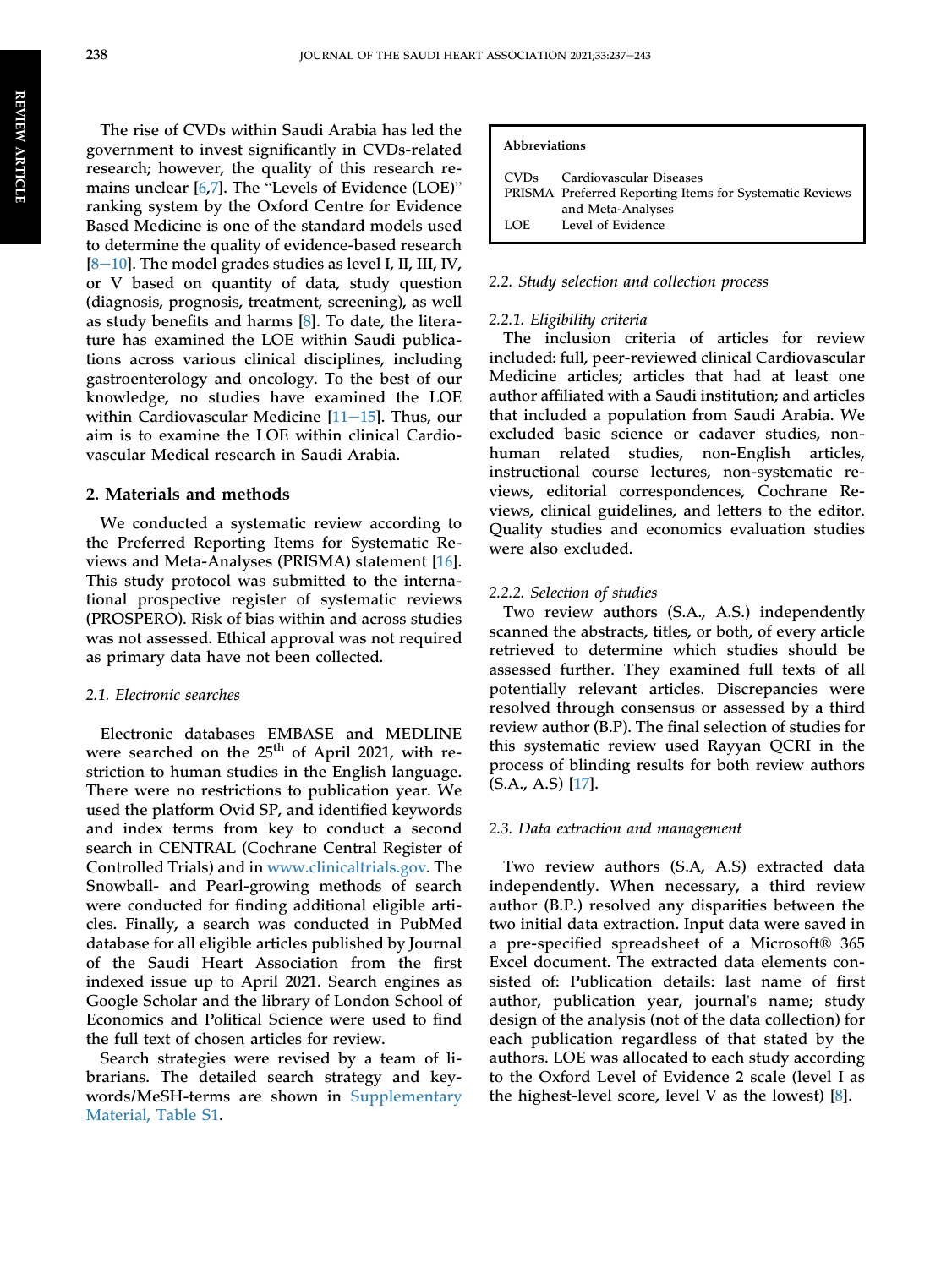The rise of CVDs within Saudi Arabia has led the government to invest significantly in CVDs-related research; however, the quality of this research remains unclear [6,7]. The "Levels of Evidence (LOE)" ranking system by the Oxford Centre for Evidence Based Medicine is one of the standard models used to determine the quality of evidence-based research [8–10]. The model grades studies as level I, II, III, IV, or V based on quantity of data, study question (diagnosis, prognosis, treatment, screening), as well as study benefits and harms [8]. To date, the literature has examined the LOE within Saudi publications across various clinical disciplines, including gastroenterology and oncology. To the best of our knowledge, no studies have examined the LOE within Cardiovascular Medicine [11–15]. Thus, our aim is to examine the LOE within clinical Cardiovascular Medical research in Saudi Arabia.

## 2. Materials and methods

We conducted a systematic review according to the Preferred Reporting Items for Systematic Reviews and Meta-Analyses (PRISMA) statement [16]. This study protocol was submitted to the international prospective register of systematic reviews (PROSPERO). Risk of bias within and across studies was not assessed. Ethical approval was not required as primary data have not been collected.

### 2.1. Electronic searches

Electronic databases EMBASE and MEDLINE were searched on the 25th of April 2021, with restriction to human studies in the English language. There were no restrictions to publication year. We used the platform Ovid SP, and identified keywords and index terms from key to conduct a second search in CENTRAL (Cochrane Central Register of Controlled Trials) and in www.clinicaltrials.gov. The Snowball- and Pearl-growing methods of search were conducted for finding additional eligible articles. Finally, a search was conducted in PubMed database for all eligible articles published by Journal of the Saudi Heart Association from the first indexed issue up to April 2021. Search engines as Google Scholar and the library of London School of Economics and Political Science were used to find the full text of chosen articles for review.

Search strategies were revised by a team of librarians. The detailed search strategy and keywords/MeSH-terms are shown in Supplementary Material, Table S1.

| Abbreviations | |
|---|---|
| CVDs | Cardiovascular Diseases |
| PRISMA | Preferred Reporting Items for Systematic Reviews and Meta-Analyses |
| LOE | Level of Evidence |

### 2.2. Study selection and collection process

#### 2.2.1. Eligibility criteria

The inclusion criteria of articles for review included: full, peer-reviewed clinical Cardiovascular Medicine articles; articles that had at least one author affiliated with a Saudi institution; and articles that included a population from Saudi Arabia. We excluded basic science or cadaver studies, non-human related studies, non-English articles, instructional course lectures, non-systematic reviews, editorial correspondences, Cochrane Reviews, clinical guidelines, and letters to the editor. Quality studies and economics evaluation studies were also excluded.

#### 2.2.2. Selection of studies

Two review authors (S.A., A.S.) independently scanned the abstracts, titles, or both, of every article retrieved to determine which studies should be assessed further. They examined full texts of all potentially relevant articles. Discrepancies were resolved through consensus or assessed by a third review author (B.P). The final selection of studies for this systematic review used Rayyan QCRI in the process of blinding results for both review authors (S.A., A.S) [17].

### 2.3. Data extraction and management

Two review authors (S.A, A.S) extracted data independently. When necessary, a third review author (B.P.) resolved any disparities between the two initial data extraction. Input data were saved in a pre-specified spreadsheet of a Microsoft® 365 Excel document. The extracted data elements consisted of: Publication details: last name of first author, publication year, journal's name; study design of the analysis (not of the data collection) for each publication regardless of that stated by the authors. LOE was allocated to each study according to the Oxford Level of Evidence 2 scale (level I as the highest-level score, level V as the lowest) [8].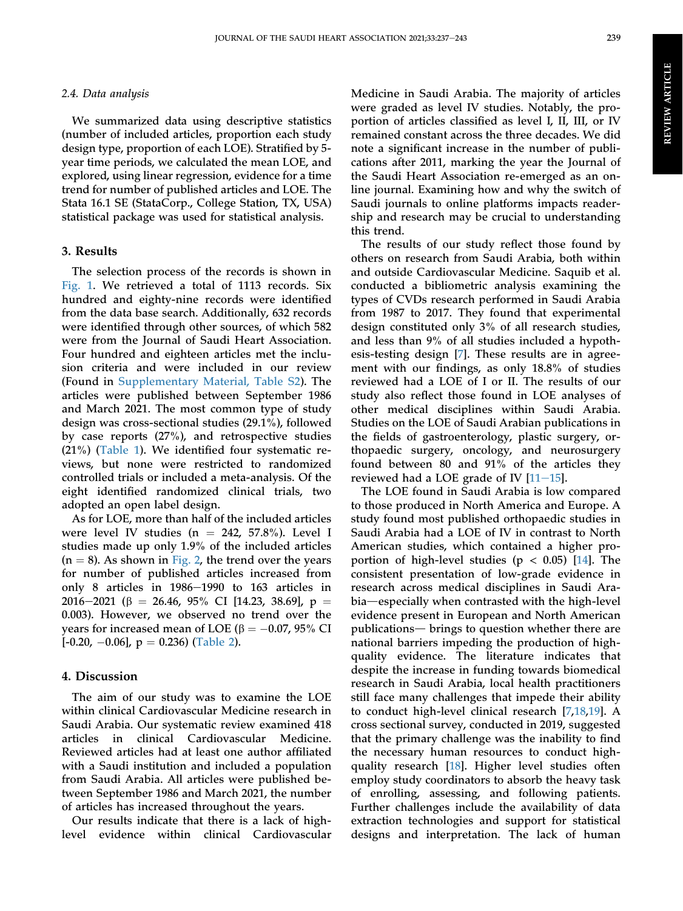### 2.4. Data analysis

We summarized data using descriptive statistics (number of included articles, proportion each study design type, proportion of each LOE). Stratified by 5-year time periods, we calculated the mean LOE, and explored, using linear regression, evidence for a time trend for number of published articles and LOE. The Stata 16.1 SE (StataCorp., College Station, TX, USA) statistical package was used for statistical analysis.

## 3. Results

The selection process of the records is shown in Fig. 1. We retrieved a total of 1113 records. Six hundred and eighty-nine records were identified from the data base search. Additionally, 632 records were identified through other sources, of which 582 were from the Journal of Saudi Heart Association. Four hundred and eighteen articles met the inclusion criteria and were included in our review (Found in Supplementary Material, Table S2). The articles were published between September 1986 and March 2021. The most common type of study design was cross-sectional studies (29.1%), followed by case reports (27%), and retrospective studies (21%) (Table 1). We identified four systematic reviews, but none were restricted to randomized controlled trials or included a meta-analysis. Of the eight identified randomized clinical trials, two adopted an open label design.

As for LOE, more than half of the included articles were level IV studies ($n = 242$, 57.8%). Level I studies made up only 1.9% of the included articles ($n = 8$). As shown in Fig. 2, the trend over the years for number of published articles increased from only 8 articles in 1986−1990 to 163 articles in 2016−2021 ($\beta = 26.46$, 95% CI [14.23, 38.69], $p = 0.003$). However, we observed no trend over the years for increased mean of LOE ($\beta = -0.07$, 95% CI [-0.20, −0.06], $p = 0.236$) (Table 2).

## 4. Discussion

The aim of our study was to examine the LOE within clinical Cardiovascular Medicine research in Saudi Arabia. Our systematic review examined 418 articles in clinical Cardiovascular Medicine. Reviewed articles had at least one author affiliated with a Saudi institution and included a population from Saudi Arabia. All articles were published between September 1986 and March 2021, the number of articles has increased throughout the years.

Our results indicate that there is a lack of high-level evidence within clinical Cardiovascular Medicine in Saudi Arabia. The majority of articles were graded as level IV studies. Notably, the proportion of articles classified as level I, II, III, or IV remained constant across the three decades. We did note a significant increase in the number of publications after 2011, marking the year the Journal of the Saudi Heart Association re-emerged as an online journal. Examining how and why the switch of Saudi journals to online platforms impacts readership and research may be crucial to understanding this trend.

The results of our study reflect those found by others on research from Saudi Arabia, both within and outside Cardiovascular Medicine. Saquib et al. conducted a bibliometric analysis examining the types of CVDs research performed in Saudi Arabia from 1987 to 2017. They found that experimental design constituted only 3% of all research studies, and less than 9% of all studies included a hypothesis-testing design [7]. These results are in agreement with our findings, as only 18.8% of studies reviewed had a LOE of I or II. The results of our study also reflect those found in LOE analyses of other medical disciplines within Saudi Arabia. Studies on the LOE of Saudi Arabian publications in the fields of gastroenterology, plastic surgery, orthopaedic surgery, oncology, and neurosurgery found between 80 and 91% of the articles they reviewed had a LOE grade of IV [11−15].

The LOE found in Saudi Arabia is low compared to those produced in North America and Europe. A study found most published orthopaedic studies in Saudi Arabia had a LOE of IV in contrast to North American studies, which contained a higher proportion of high-level studies ($p < 0.05$) [14]. The consistent presentation of low-grade evidence in research across medical disciplines in Saudi Arabia—especially when contrasted with the high-level evidence present in European and North American publications— brings to question whether there are national barriers impeding the production of high-quality evidence. The literature indicates that despite the increase in funding towards biomedical research in Saudi Arabia, local health practitioners still face many challenges that impede their ability to conduct high-level clinical research [7,18,19]. A cross sectional survey, conducted in 2019, suggested that the primary challenge was the inability to find the necessary human resources to conduct high-quality research [18]. Higher level studies often employ study coordinators to absorb the heavy task of enrolling, assessing, and following patients. Further challenges include the availability of data extraction technologies and support for statistical designs and interpretation. The lack of human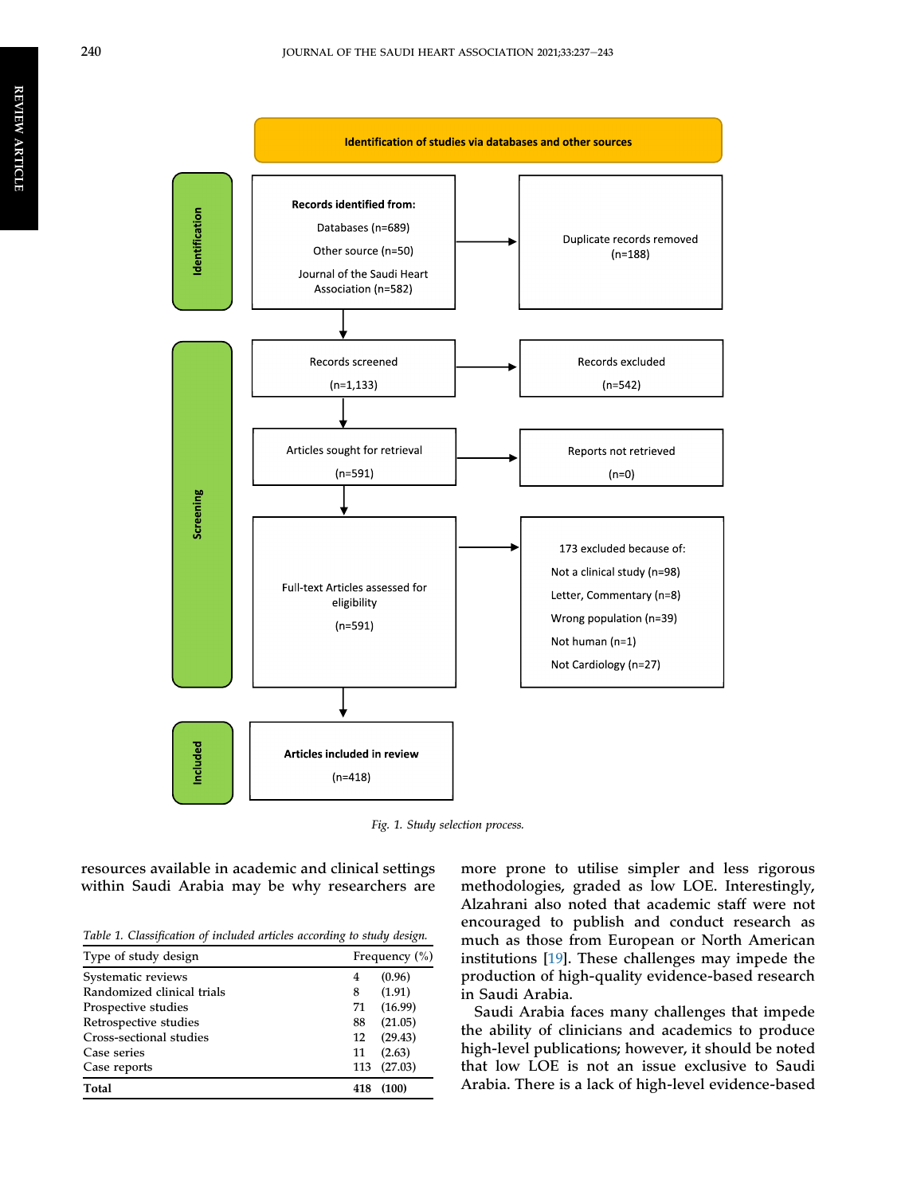**Identification of studies via databases and other sources**

**Identification**

**Records identified from:**
Databases (n=689)
Other source (n=50)
Journal of the Saudi Heart Association (n=582)

Duplicate records removed (n=188)

**Screening**

Records screened (n=1,133)

Records excluded (n=542)

Articles sought for retrieval (n=591)

Reports not retrieved (n=0)

Full-text Articles assessed for eligibility (n=591)

173 excluded because of:
Not a clinical study (n=98)
Letter, Commentary (n=8)
Wrong population (n=39)
Not human (n=1)
Not Cardiology (n=27)

**Included**

**Articles included in review** (n=418)

*Fig. 1. Study selection process.*

resources available in academic and clinical settings within Saudi Arabia may be why researchers are more prone to utilise simpler and less rigorous methodologies, graded as low LOE. Interestingly, Alzahrani also noted that academic staff were not encouraged to publish and conduct research as much as those from European or North American institutions [19]. These challenges may impede the production of high-quality evidence-based research in Saudi Arabia.

Saudi Arabia faces many challenges that impede the ability of clinicians and academics to produce high-level publications; however, it should be noted that low LOE is not an issue exclusive to Saudi Arabia. There is a lack of high-level evidence-based

*Table 1. Classification of included articles according to study design.*

| Type of study design | Frequency | (%) |
|---|---|---|
| Systematic reviews | 4 | (0.96) |
| Randomized clinical trials | 8 | (1.91) |
| Prospective studies | 71 | (16.99) |
| Retrospective studies | 88 | (21.05) |
| Cross-sectional studies | 12 | (29.43) |
| Case series | 11 | (2.63) |
| Case reports | 113 | (27.03) |
| **Total** | **418** | **(100)** |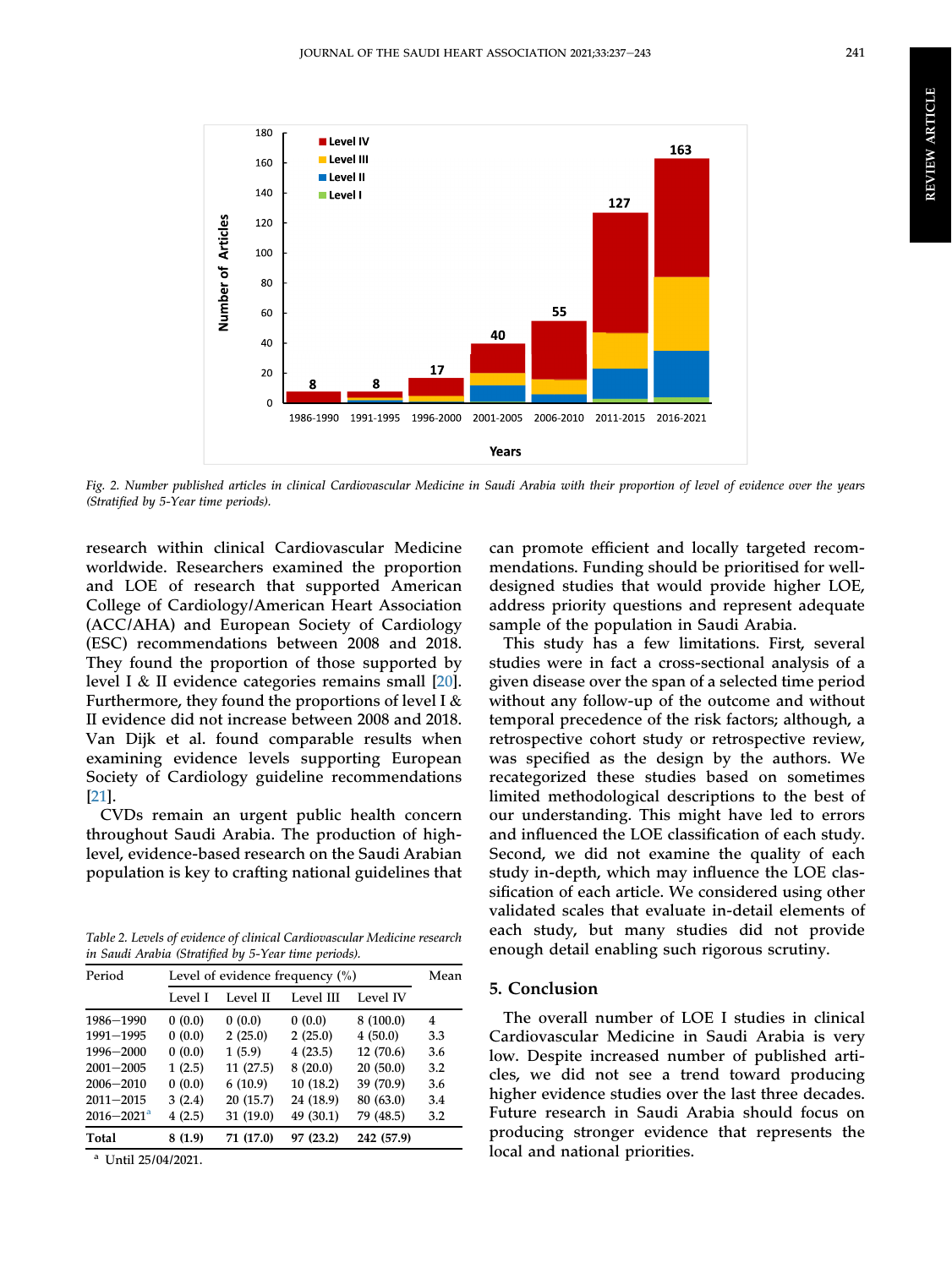Fig. 2. Number published articles in clinical Cardiovascular Medicine in Saudi Arabia with their proportion of level of evidence over the years (Stratified by 5-Year time periods).

research within clinical Cardiovascular Medicine worldwide. Researchers examined the proportion and LOE of research that supported American College of Cardiology/American Heart Association (ACC/AHA) and European Society of Cardiology (ESC) recommendations between 2008 and 2018. They found the proportion of those supported by level I & II evidence categories remains small [20]. Furthermore, they found the proportions of level I & II evidence did not increase between 2008 and 2018. Van Dijk et al. found comparable results when examining evidence levels supporting European Society of Cardiology guideline recommendations [21].

CVDs remain an urgent public health concern throughout Saudi Arabia. The production of high-level, evidence-based research on the Saudi Arabian population is key to crafting national guidelines that can promote efficient and locally targeted recommendations. Funding should be prioritised for well-designed studies that would provide higher LOE, address priority questions and represent adequate sample of the population in Saudi Arabia.

This study has a few limitations. First, several studies were in fact a cross-sectional analysis of a given disease over the span of a selected time period without any follow-up of the outcome and without temporal precedence of the risk factors; although, a retrospective cohort study or retrospective review, was specified as the design by the authors. We recategorized these studies based on sometimes limited methodological descriptions to the best of our understanding. This might have led to errors and influenced the LOE classification of each study. Second, we did not examine the quality of each study in-depth, which may influence the LOE classification of each article. We considered using other validated scales that evaluate in-detail elements of each study, but many studies did not provide enough detail enabling such rigorous scrutiny.

Table 2. Levels of evidence of clinical Cardiovascular Medicine research in Saudi Arabia (Stratified by 5-Year time periods).

| Period | Level of evidence frequency (%) | | | | Mean |
|---|---|---|---|---|---|
| | Level I | Level II | Level III | Level IV | |
| 1986–1990 | 0 (0.0) | 0 (0.0) | 0 (0.0) | 8 (100.0) | 4 |
| 1991–1995 | 0 (0.0) | 2 (25.0) | 2 (25.0) | 4 (50.0) | 3.3 |
| 1996–2000 | 0 (0.0) | 1 (5.9) | 4 (23.5) | 12 (70.6) | 3.6 |
| 2001–2005 | 1 (2.5) | 11 (27.5) | 8 (20.0) | 20 (50.0) | 3.2 |
| 2006–2010 | 0 (0.0) | 6 (10.9) | 10 (18.2) | 39 (70.9) | 3.6 |
| 2011–2015 | 3 (2.4) | 20 (15.7) | 24 (18.9) | 80 (63.0) | 3.4 |
| 2016–2021[a] | 4 (2.5) | 31 (19.0) | 49 (30.1) | 79 (48.5) | 3.2 |
| **Total** | **8 (1.9)** | **71 (17.0)** | **97 (23.2)** | **242 (57.9)** | |

[a] Until 25/04/2021.

## 5. Conclusion

The overall number of LOE I studies in clinical Cardiovascular Medicine in Saudi Arabia is very low. Despite increased number of published articles, we did not see a trend toward producing higher evidence studies over the last three decades. Future research in Saudi Arabia should focus on producing stronger evidence that represents the local and national priorities.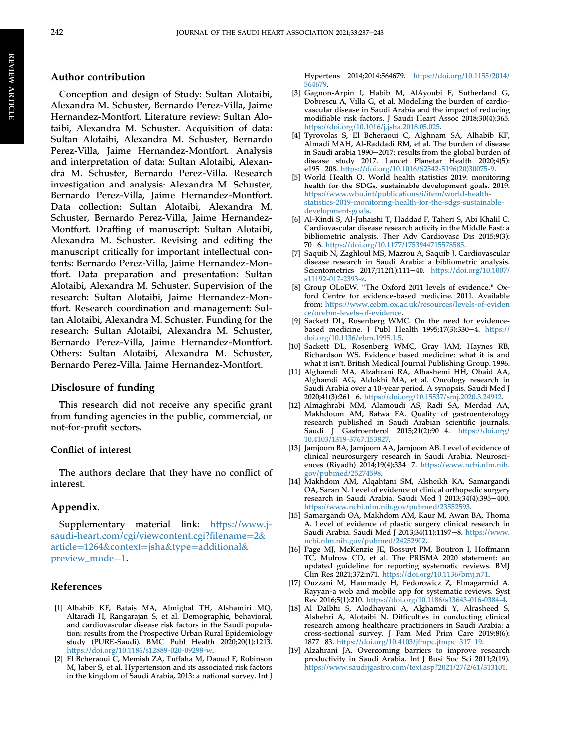## Author contribution

Conception and design of Study: Sultan Alotaibi, Alexandra M. Schuster, Bernardo Perez-Villa, Jaime Hernandez-Montfort. Literature review: Sultan Alotaibi, Alexandra M. Schuster. Acquisition of data: Sultan Alotaibi, Alexandra M. Schuster, Bernardo Perez-Villa, Jaime Hernandez-Montfort. Analysis and interpretation of data: Sultan Alotaibi, Alexandra M. Schuster, Bernardo Perez-Villa. Research investigation and analysis: Alexandra M. Schuster, Bernardo Perez-Villa, Jaime Hernandez-Montfort. Data collection: Sultan Alotaibi, Alexandra M. Schuster, Bernardo Perez-Villa, Jaime Hernandez-Montfort. Drafting of manuscript: Sultan Alotaibi, Alexandra M. Schuster. Revising and editing the manuscript critically for important intellectual contents: Bernardo Perez-Villa, Jaime Hernandez-Montfort. Data preparation and presentation: Sultan Alotaibi, Alexandra M. Schuster. Supervision of the research: Sultan Alotaibi, Jaime Hernandez-Montfort. Research coordination and management: Sultan Alotaibi, Alexandra M. Schuster. Funding for the research: Sultan Alotaibi, Alexandra M. Schuster, Bernardo Perez-Villa, Jaime Hernandez-Montfort. Others: Sultan Alotaibi, Alexandra M. Schuster, Bernardo Perez-Villa, Jaime Hernandez-Montfort.

## Disclosure of funding

This research did not receive any specific grant from funding agencies in the public, commercial, or not-for-profit sectors.

## Conflict of interest

The authors declare that they have no conflict of interest.

## Appendix.

Supplementary material link: https://www.j-saudi-heart.com/cgi/viewcontent.cgi?filename=2&article=1264&context=jsha&type=additional&preview_mode=1.

## References

[1] Alhabib KF, Batais MA, Almigbal TH, Alshamiri MQ, Altaradi H, Rangarajan S, et al. Demographic, behavioral, and cardiovascular disease risk factors in the Saudi population: results from the Prospective Urban Rural Epidemiology study (PURE-Saudi). BMC Publ Health 2020;20(1):1213. https://doi.org/10.1186/s12889-020-09298-w.

[2] El Bcheraoui C, Memish ZA, Tuffaha M, Daoud F, Robinson M, Jaber S, et al. Hypertension and its associated risk factors in the kingdom of Saudi Arabia, 2013: a national survey. Int J Hypertens 2014;2014:564679. https://doi.org/10.1155/2014/564679.

[3] Gagnon-Arpin I, Habib M, AlAyoubi F, Sutherland G, Dobrescu A, Villa G, et al. Modelling the burden of cardiovascular disease in Saudi Arabia and the impact of reducing modifiable risk factors. J Saudi Heart Assoc 2018;30(4):365. https://doi.org/10.1016/j.jsha.2018.05.025.

[4] Tyrovolas S, El Bcheraoui C, Alghnam SA, Alhabib KF, Almadi MAH, Al-Raddadi RM, et al. The burden of disease in Saudi arabia 1990−2017: results from the global burden of disease study 2017. Lancet Planetar Health 2020;4(5): e195−208. https://doi.org/10.1016/S2542-5196(20)30075-9.

[5] World Health O. World health statistics 2019: monitoring health for the SDGs, sustainable development goals. 2019. https://www.who.int/publications/i/item/world-health-statistics-2019-monitoring-health-for-the-sdgs-sustainable-development-goals.

[6] Al-Kindi S, Al-Juhaishi T, Haddad F, Taheri S, Abi Khalil C. Cardiovascular disease research activity in the Middle East: a bibliometric analysis. Ther Adv Cardiovasc Dis 2015;9(3): 70−6. https://doi.org/10.1177/1753944715578585.

[7] Saquib N, Zaghloul MS, Mazrou A, Saquib J. Cardiovascular disease research in Saudi Arabia: a bibliometric analysis. Scientometrics 2017;112(1):111−40. https://doi.org/10.1007/s11192-017-2393-z.

[8] Group OLoEW. "The Oxford 2011 levels of evidence." Oxford Centre for evidence-based medicine. 2011. Available from: https://www.cebm.ox.ac.uk/resources/levels-of-evidence/ocebm-levels-of-evidence.

[9] Sackett DL, Rosenberg WMC. On the need for evidence-based medicine. J Publ Health 1995;17(3):330−4. https://doi.org/10.1136/ebm.1995.1.5.

[10] Sackett DL, Rosenberg WMC, Gray JAM, Haynes RB, Richardson WS. Evidence based medicine: what it is and what it isn't. British Medical Journal Publishing Group. 1996.

[11] Alghamdi MA, Alzahrani RA, Alhashemi HH, Obaid AA, Alghamdi AG, Aldokhi MA, et al. Oncology research in Saudi Arabia over a 10-year period. A synopsis. Saudi Med J 2020;41(3):261−6. https://doi.org/10.15537/smj.2020.3.24912.

[12] Almaghrabi MM, Alamoudi AS, Radi SA, Merdad AA, Makhdoum AM, Batwa FA. Quality of gastroenterology research published in Saudi Arabian scientific journals. Saudi J Gastroenterol 2015;21(2):90−4. https://doi.org/10.4103/1319-3767.153827.

[13] Jamjoom BA, Jamjoom AA, Jamjoom AB. Level of evidence of clinical neurosurgery research in Saudi Arabia. Neurosciences (Riyadh) 2014;19(4):334−7. https://www.ncbi.nlm.nih.gov/pubmed/25274598.

[14] Makhdom AM, Alqahtani SM, Alsheikh KA, Samargandi OA, Saran N. Level of evidence of clinical orthopedic surgery research in Saudi Arabia. Saudi Med J 2013;34(4):395−400. https://www.ncbi.nlm.nih.gov/pubmed/23552593.

[15] Samargandi OA, Makhdom AM, Kaur M, Awan BA, Thoma A. Level of evidence of plastic surgery clinical research in Saudi Arabia. Saudi Med J 2013;34(11):1197−8. https://www.ncbi.nlm.nih.gov/pubmed/24252902.

[16] Page MJ, McKenzie JE, Bossuyt PM, Boutron I, Hoffmann TC, Mulrow CD, et al. The PRISMA 2020 statement: an updated guideline for reporting systematic reviews. BMJ Clin Res 2021;372:n71. https://doi.org/10.1136/bmj.n71.

[17] Ouzzani M, Hammady H, Fedorowicz Z, Elmagarmid A. Rayyan-a web and mobile app for systematic reviews. Syst Rev 2016;5(1):210. https://doi.org/10.1186/s13643-016-0384-4.

[18] Al Dalbhi S, Alodhayani A, Alghamdi Y, Alrasheed S, Alshehri A, Alotaibi N. Difficulties in conducting clinical research among healthcare practitioners in Saudi Arabia: a cross-sectional survey. J Fam Med Prim Care 2019;8(6): 1877−83. https://doi.org/10.4103/jfmpc.jfmpc_317_19.

[19] Alzahrani JA. Overcoming barriers to improve research productivity in Saudi Arabia. Int J Busi Soc Sci 2011;2(19). https://www.saudijgastro.com/text.asp?2021/27/2/61/313101.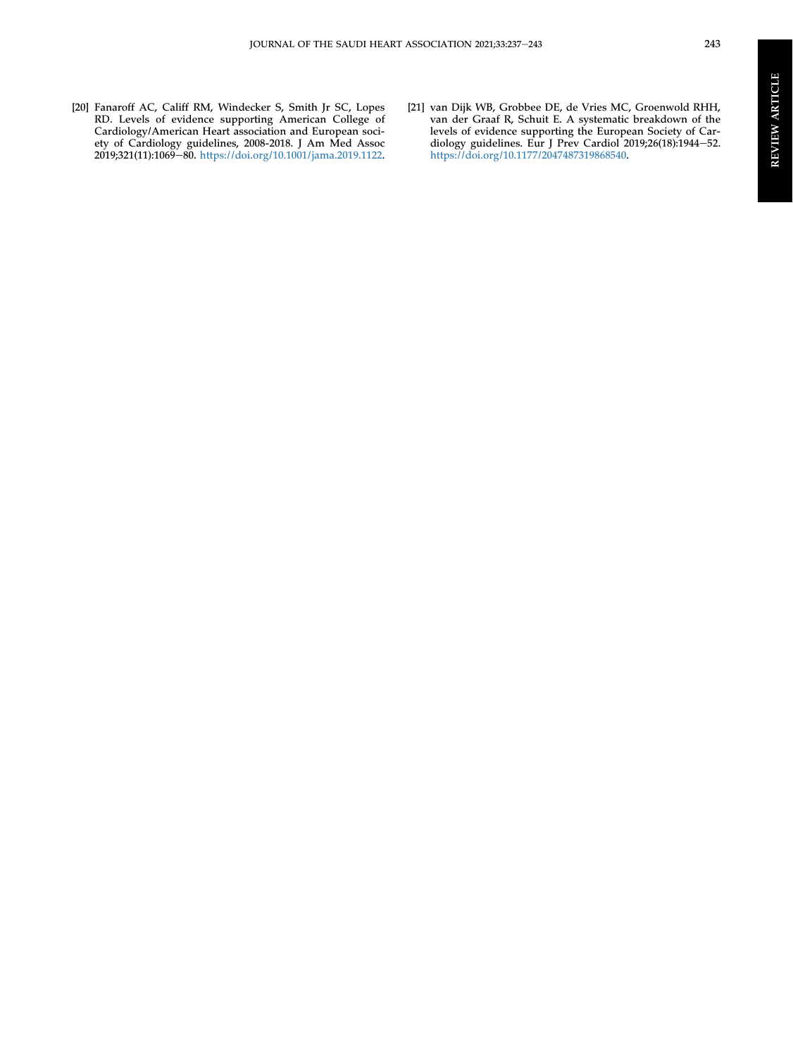[20] Fanaroff AC, Califf RM, Windecker S, Smith Jr SC, Lopes RD. Levels of evidence supporting American College of Cardiology/American Heart association and European society of Cardiology guidelines, 2008-2018. J Am Med Assoc 2019;321(11):1069–80. https://doi.org/10.1001/jama.2019.1122.

[21] van Dijk WB, Grobbee DE, de Vries MC, Groenwold RHH, van der Graaf R, Schuit E. A systematic breakdown of the levels of evidence supporting the European Society of Cardiology guidelines. Eur J Prev Cardiol 2019;26(18):1944–52. https://doi.org/10.1177/2047487319868540.